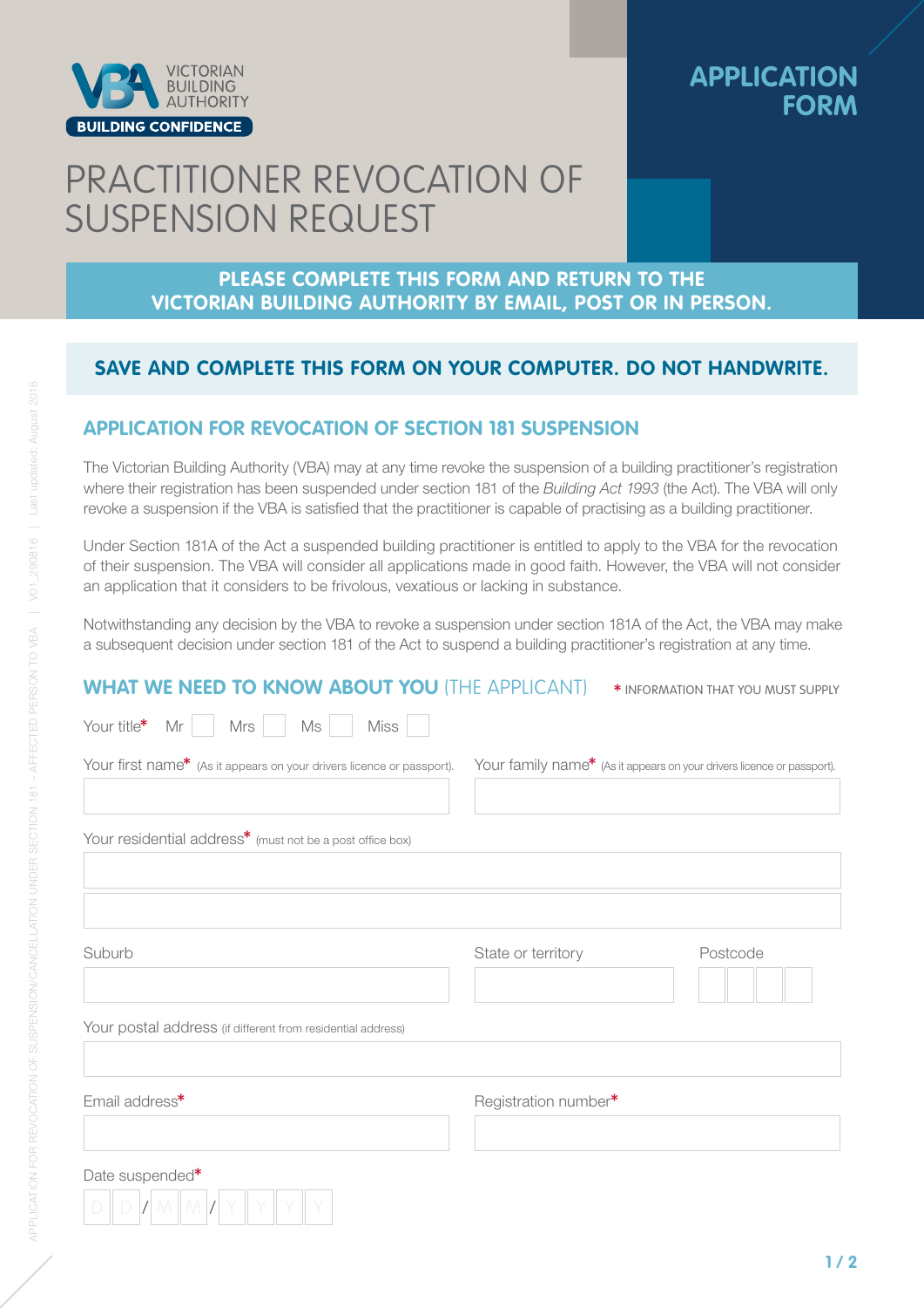VICTORIAN BUILDING AUTHORITY

BUILDING CONFIDENCE

**APPLICATION FORM**

# PRACTITIONER REVOCATION OF SUSPENSION REQUEST

**PLEASE COMPLETE THIS FORM AND RETURN TO THE VICTORIAN BUILDING AUTHORITY BY EMAIL, POST OR IN PERSON.**

**SAVE AND COMPLETE THIS FORM ON YOUR COMPUTER. DO NOT HANDWRITE.**

## APPLICATION FOR REVOCATION OF SECTION 181 SUSPENSION

The Victorian Building Authority (VBA) may at any time revoke the suspension of a building practitioner's registration where their registration has been suspended under section 181 of the *Building Act 1993* (the Act). The VBA will only revoke a suspension if the VBA is satisfied that the practitioner is capable of practising as a building practitioner.

Under Section 181A of the Act a suspended building practitioner is entitled to apply to the VBA for the revocation of their suspension. The VBA will consider all applications made in good faith. However, the VBA will not consider an application that it considers to be frivolous, vexatious or lacking in substance.

Notwithstanding any decision by the VBA to revoke a suspension under section 181A of the Act, the VBA may make a subsequent decision under section 181 of the Act to suspend a building practitioner's registration at any time.

## WHAT WE NEED TO KNOW ABOUT YOU (THE APPLICANT)

\* INFORMATION THAT YOU MUST SUPPLY

Your title* Mr ☐ Mrs ☐ Ms ☐ Miss ☐

Your first name* (As it appears on your drivers licence or passport).

Your family name* (As it appears on your drivers licence or passport).

Your residential address* (must not be a post office box)

Suburb

State or territory

Postcode

Your postal address (if different from residential address)

Email address*

Registration number*

Date suspended*

D D / M M / Y Y Y Y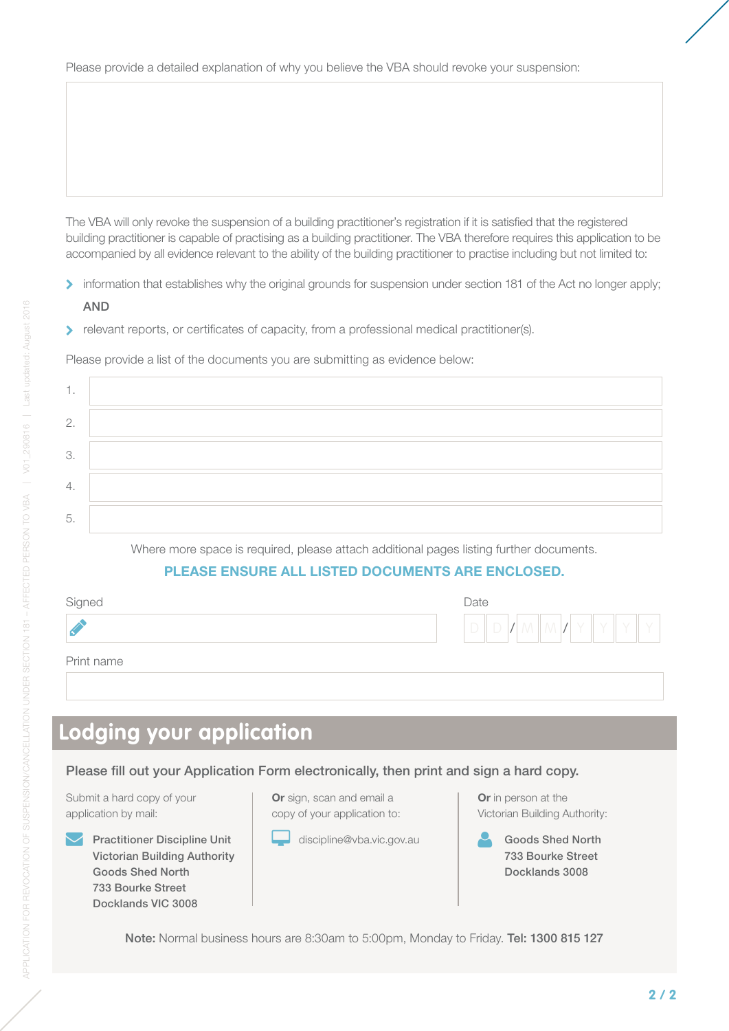Please provide a detailed explanation of why you believe the VBA should revoke your suspension:

The VBA will only revoke the suspension of a building practitioner's registration if it is satisfied that the registered building practitioner is capable of practising as a building practitioner. The VBA therefore requires this application to be accompanied by all evidence relevant to the ability of the building practitioner to practise including but not limited to:

- information that establishes why the original grounds for suspension under section 181 of the Act no longer apply;

  **AND**

- relevant reports, or certificates of capacity, from a professional medical practitioner(s).

Please provide a list of the documents you are submitting as evidence below:

1.
2.
3.
4.
5.

Where more space is required, please attach additional pages listing further documents.

**PLEASE ENSURE ALL LISTED DOCUMENTS ARE ENCLOSED.**

Signed

Date D D / M M / Y Y Y Y

Print name

## Lodging your application

**Please fill out your Application Form electronically, then print and sign a hard copy.**

Submit a hard copy of your application by mail:

**Practitioner Discipline Unit**
**Victorian Building Authority**
**Goods Shed North**
**733 Bourke Street**
**Docklands VIC 3008**

**Or** sign, scan and email a copy of your application to:

discipline@vba.vic.gov.au

**Or** in person at the Victorian Building Authority:

**Goods Shed North**
**733 Bourke Street**
**Docklands 3008**

**Note:** Normal business hours are 8:30am to 5:00pm, Monday to Friday. **Tel: 1300 815 127**

APPLICATION FOR REVOCATION OF SUSPENSION/CANCELLATION UNDER SECTION 181 – AFFECTED PERSON TO VBA | V01_290816 | Last updated: August 2016